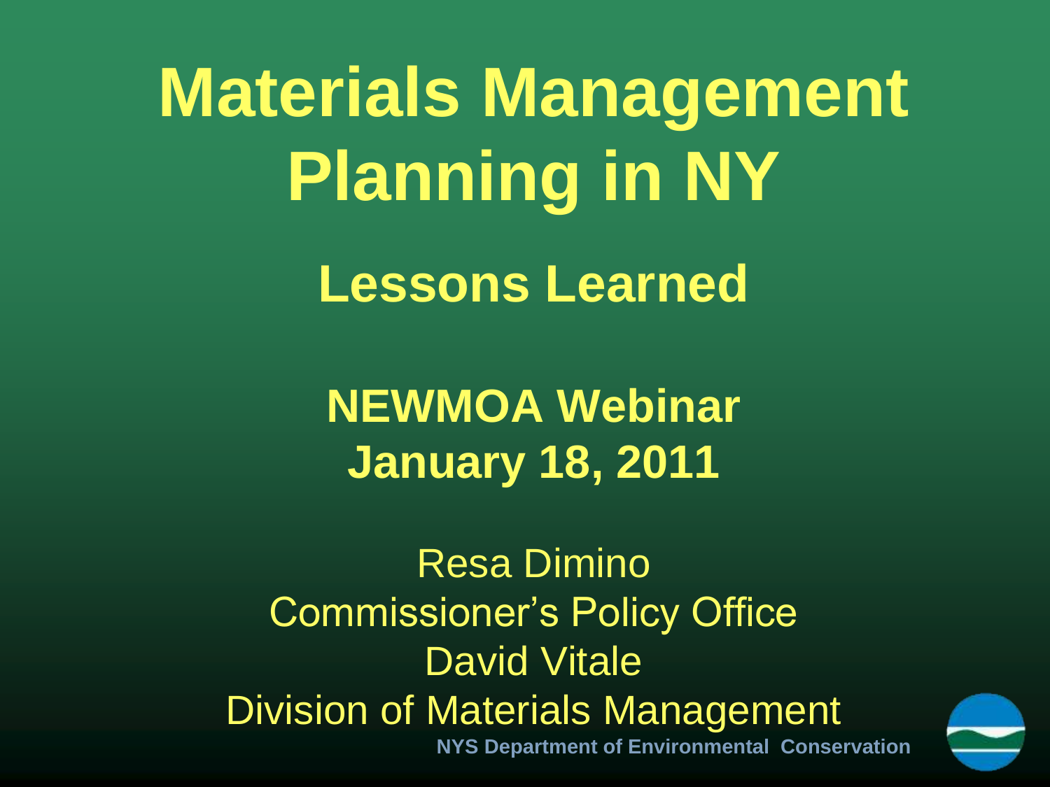# Materials Management Planning in NY

## Lessons Learned

**NEWMOA Webinar**
**January 18, 2011**

Resa Dimino
Commissioner's Policy Office
David Vitale
Division of Materials Management

**NYS Department of Environmental Conservation**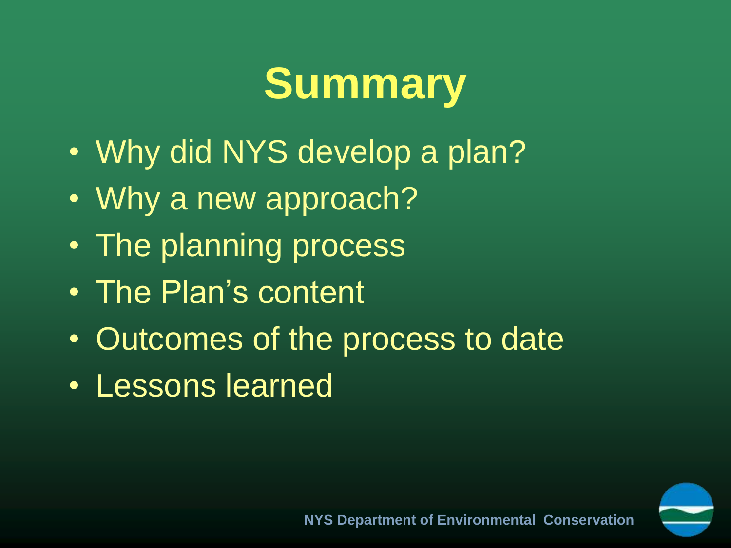# Summary

- Why did NYS develop a plan?
- Why a new approach?
- The planning process
- The Plan’s content
- Outcomes of the process to date
- Lessons learned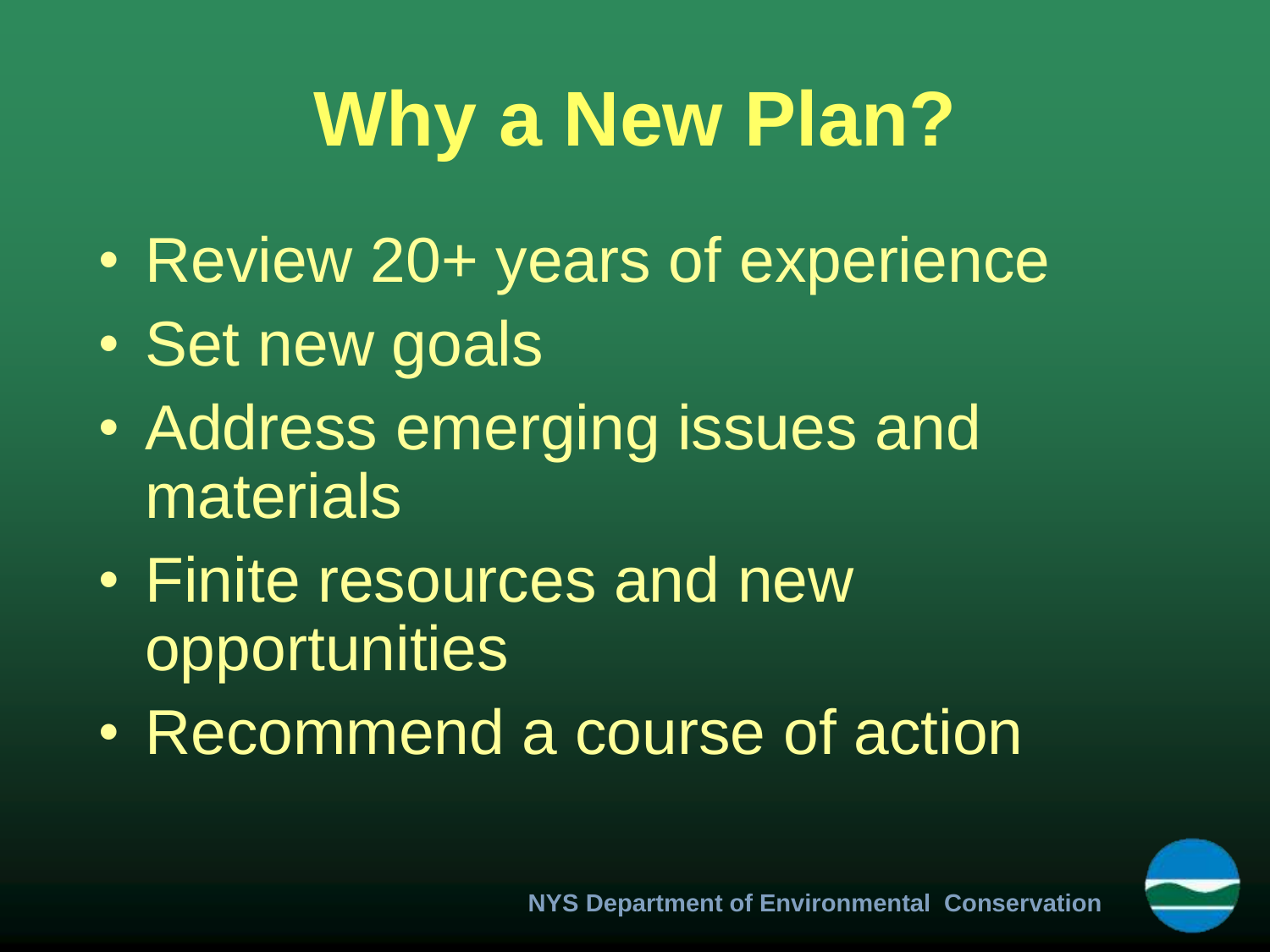# Why a New Plan?

- Review 20+ years of experience
- Set new goals
- Address emerging issues and materials
- Finite resources and new opportunities
- Recommend a course of action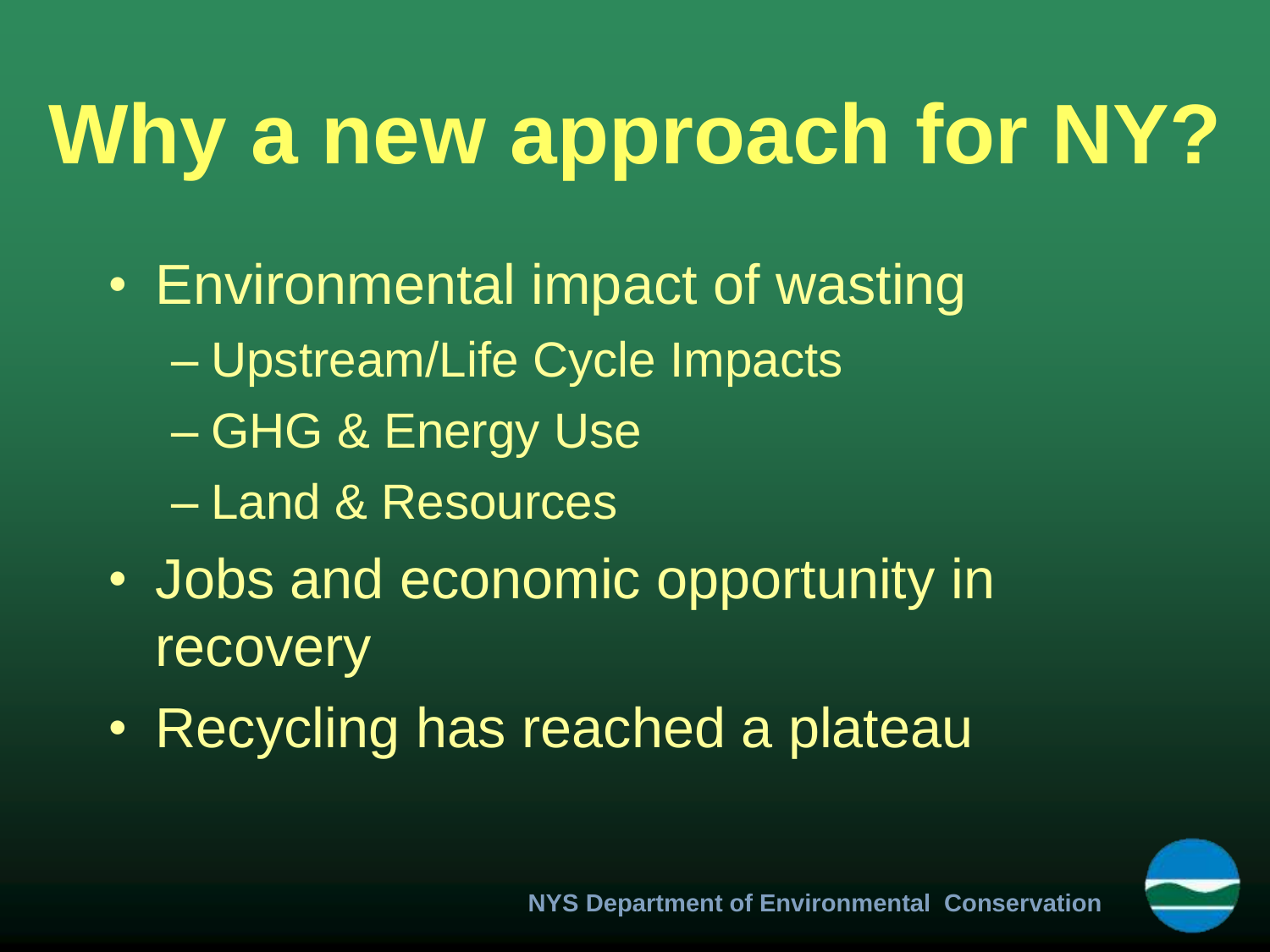# Why a new approach for NY?

- Environmental impact of wasting
  - Upstream/Life Cycle Impacts
  - GHG & Energy Use
  - Land & Resources
- Jobs and economic opportunity in recovery
- Recycling has reached a plateau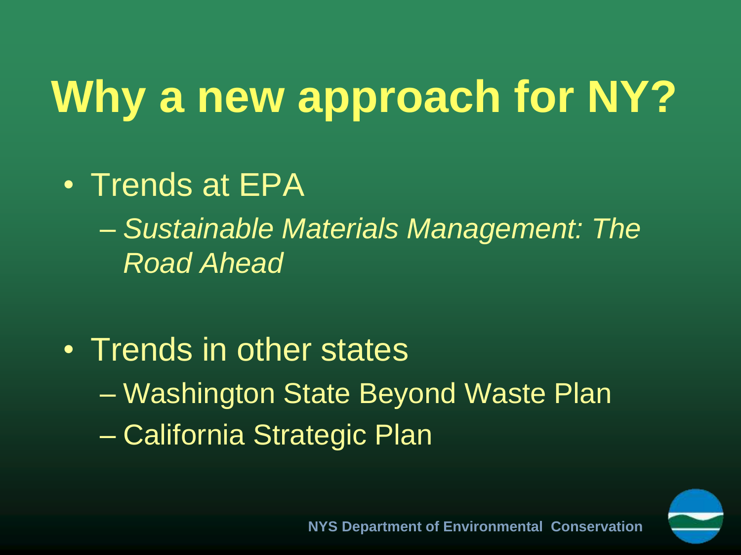# Why a new approach for NY?

- Trends at EPA
  - *Sustainable Materials Management: The Road Ahead*
- Trends in other states
  - Washington State Beyond Waste Plan
  - California Strategic Plan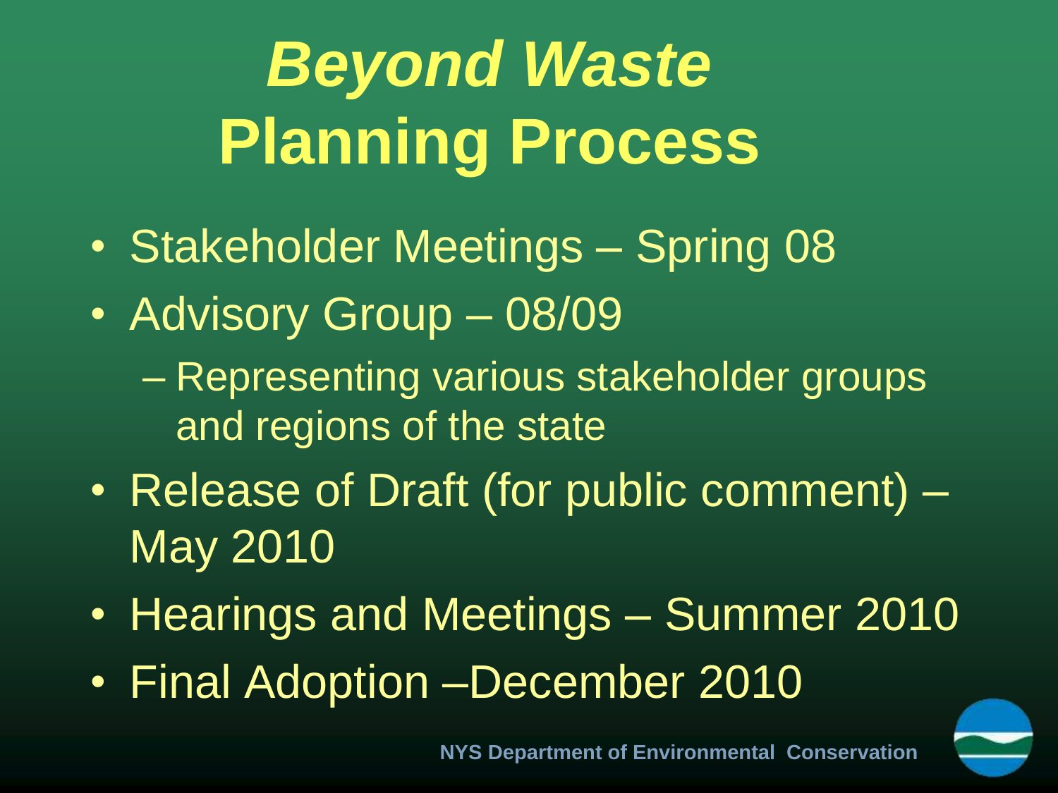# *Beyond Waste* Planning Process

- Stakeholder Meetings – Spring 08
- Advisory Group – 08/09
  - Representing various stakeholder groups and regions of the state
- Release of Draft (for public comment) – May 2010
- Hearings and Meetings – Summer 2010
- Final Adoption –December 2010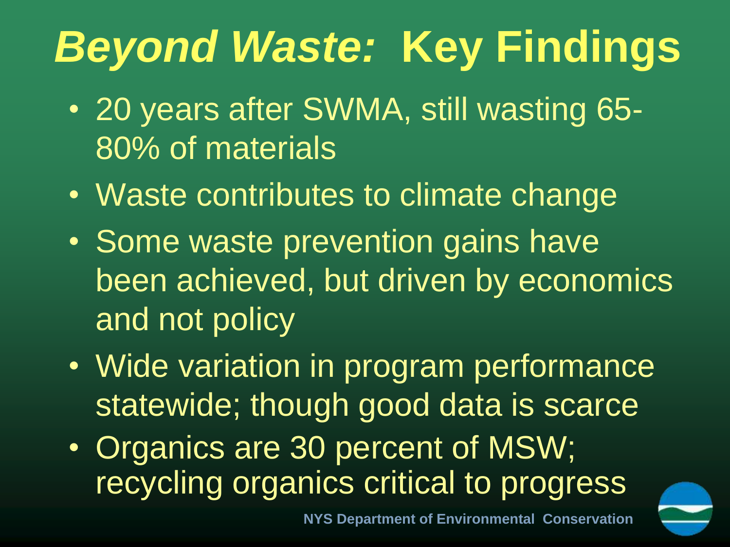# *Beyond Waste:* Key Findings

- 20 years after SWMA, still wasting 65-80% of materials
- Waste contributes to climate change
- Some waste prevention gains have been achieved, but driven by economics and not policy
- Wide variation in program performance statewide; though good data is scarce
- Organics are 30 percent of MSW; recycling organics critical to progress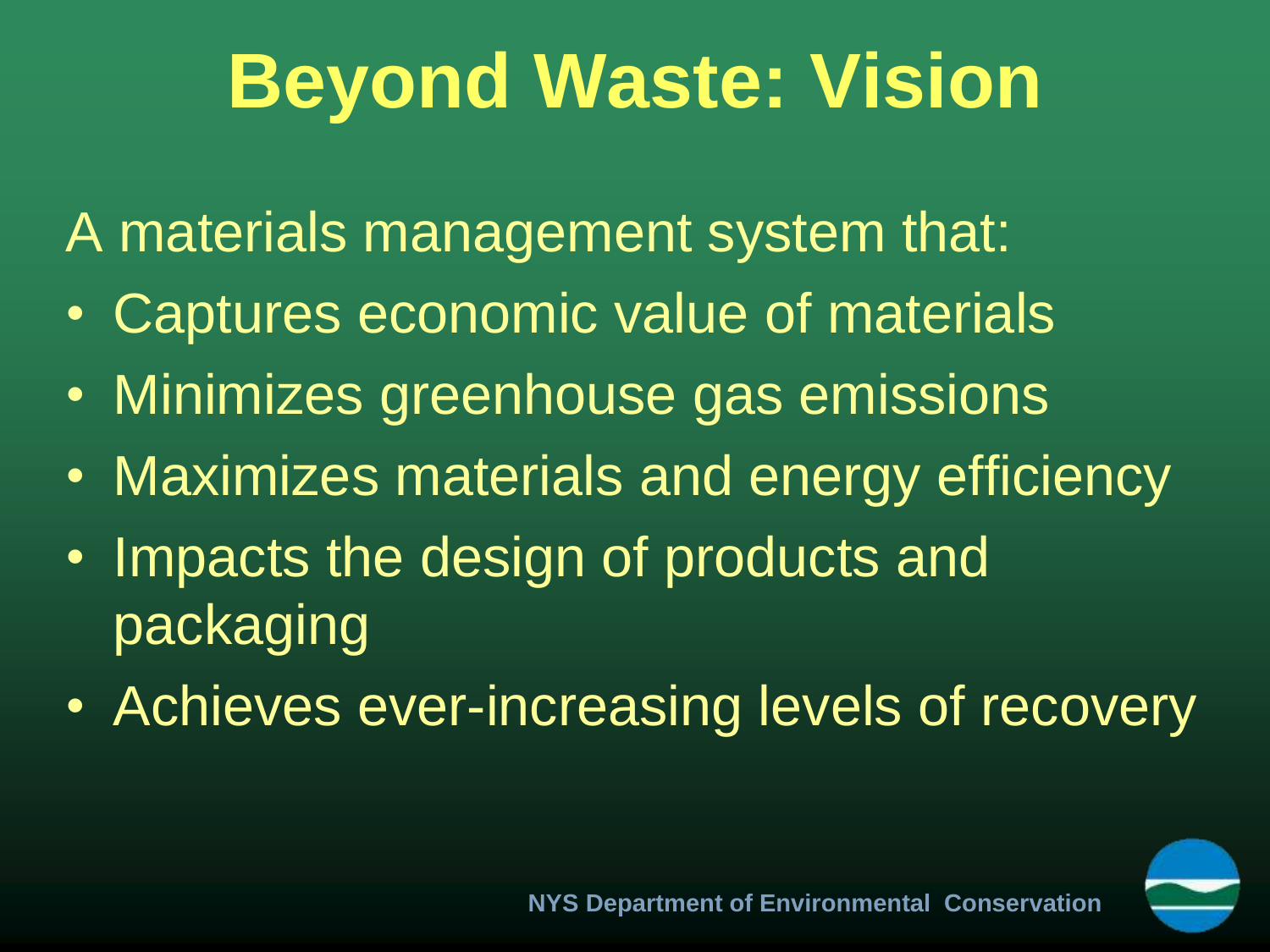# Beyond Waste: Vision

A materials management system that:

- Captures economic value of materials
- Minimizes greenhouse gas emissions
- Maximizes materials and energy efficiency
- Impacts the design of products and packaging
- Achieves ever-increasing levels of recovery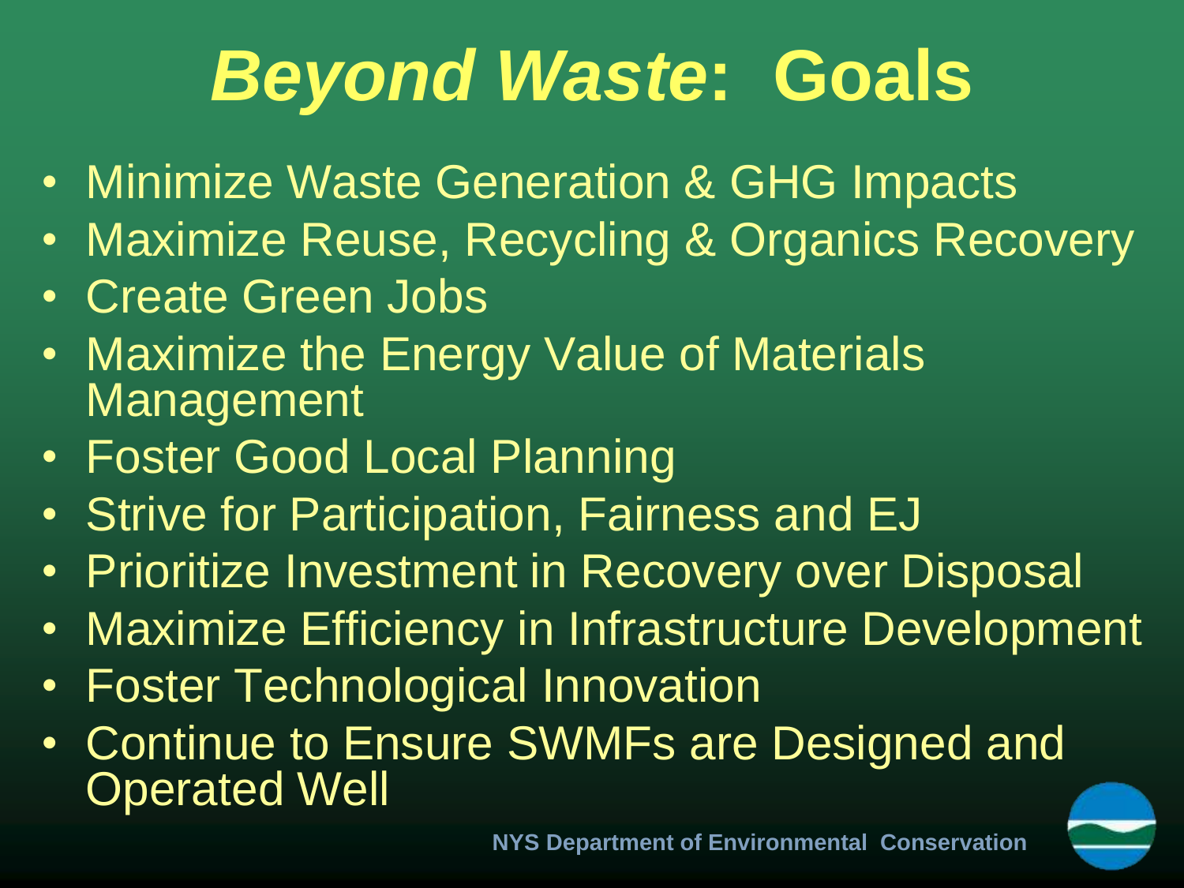# *Beyond Waste*: Goals

- Minimize Waste Generation & GHG Impacts
- Maximize Reuse, Recycling & Organics Recovery
- Create Green Jobs
- Maximize the Energy Value of Materials Management
- Foster Good Local Planning
- Strive for Participation, Fairness and EJ
- Prioritize Investment in Recovery over Disposal
- Maximize Efficiency in Infrastructure Development
- Foster Technological Innovation
- Continue to Ensure SWMFs are Designed and Operated Well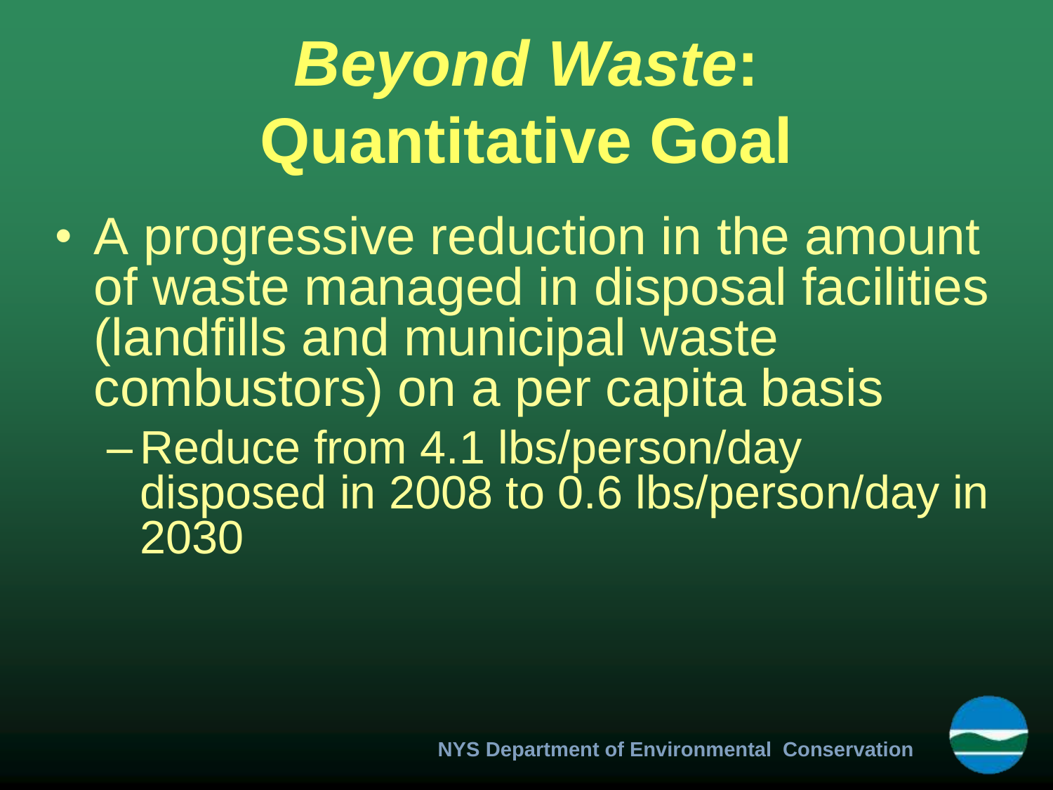# *Beyond Waste*: Quantitative Goal

- A progressive reduction in the amount of waste managed in disposal facilities (landfills and municipal waste combustors) on a per capita basis
  - Reduce from 4.1 lbs/person/day disposed in 2008 to 0.6 lbs/person/day in 2030

NYS Department of Environmental Conservation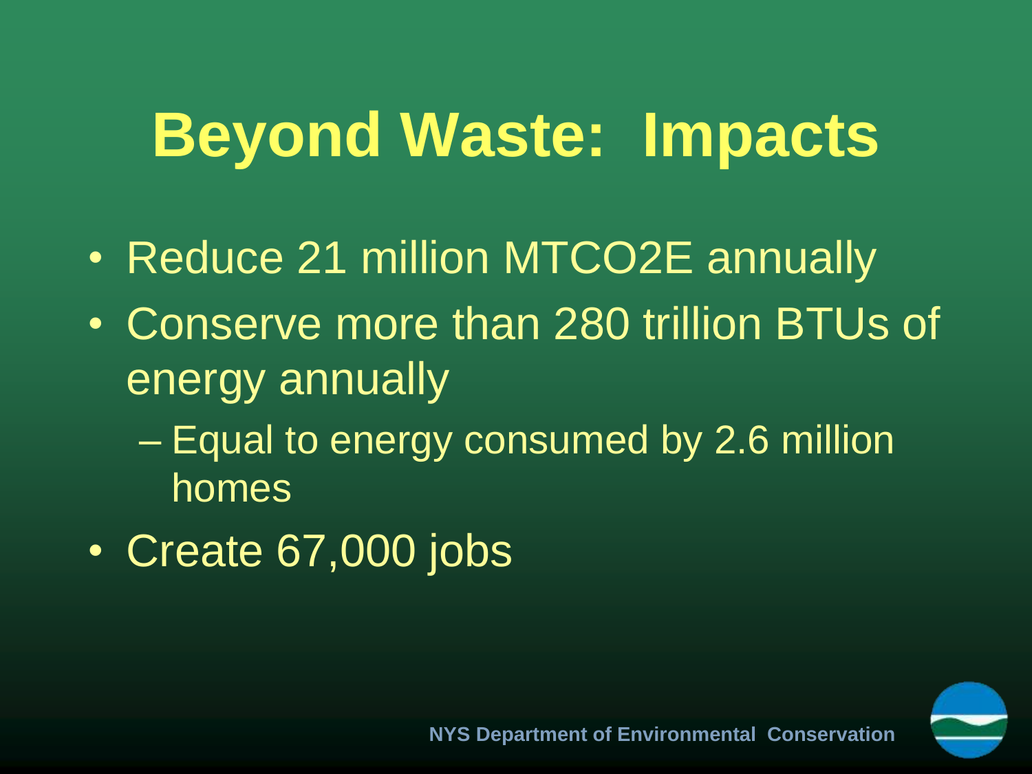# Beyond Waste: Impacts

- Reduce 21 million MTCO2E annually
- Conserve more than 280 trillion BTUs of energy annually
  - Equal to energy consumed by 2.6 million homes
- Create 67,000 jobs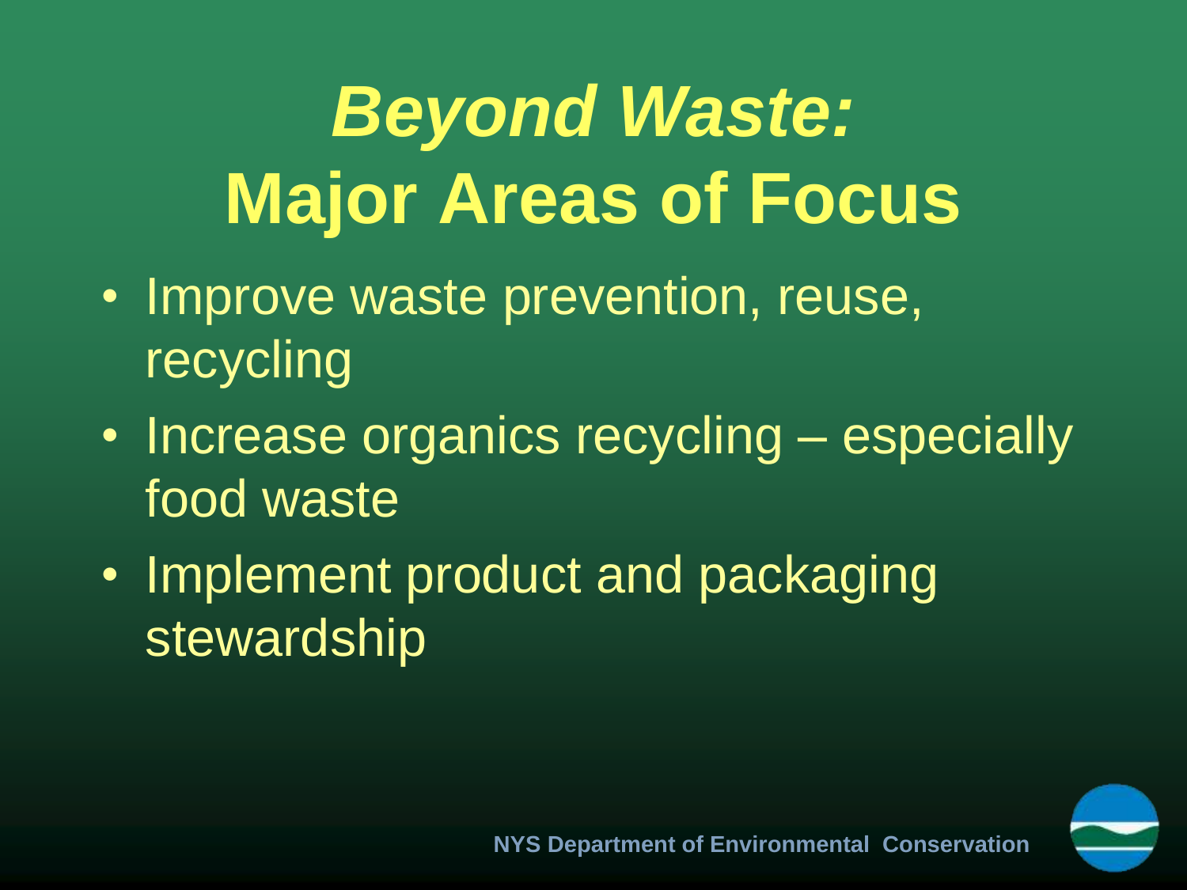# *Beyond Waste:* Major Areas of Focus

- Improve waste prevention, reuse, recycling
- Increase organics recycling – especially food waste
- Implement product and packaging stewardship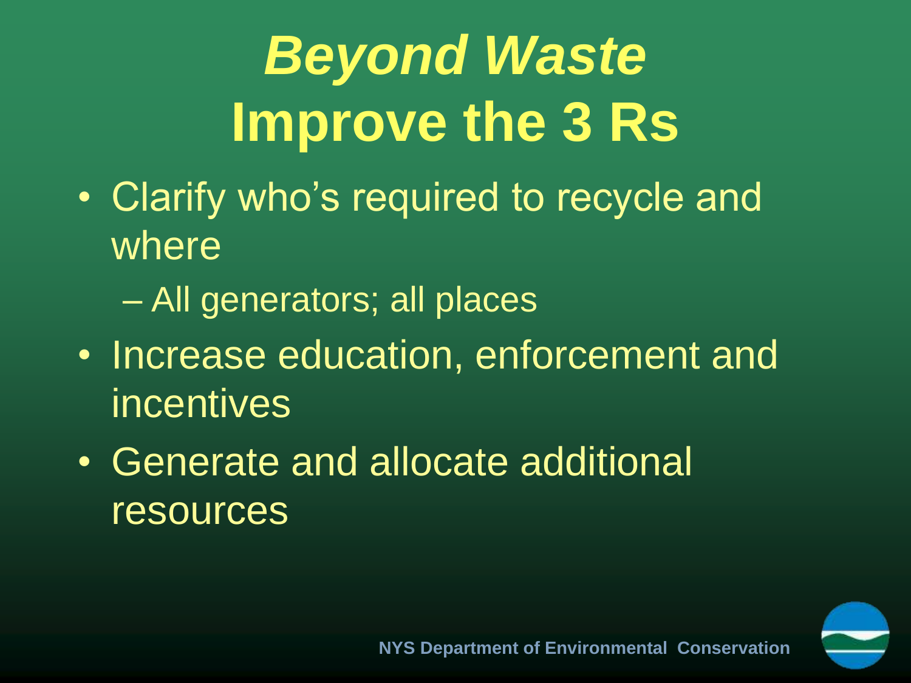# *Beyond Waste*
# Improve the 3 Rs

- Clarify who's required to recycle and where
  - All generators; all places
- Increase education, enforcement and incentives
- Generate and allocate additional resources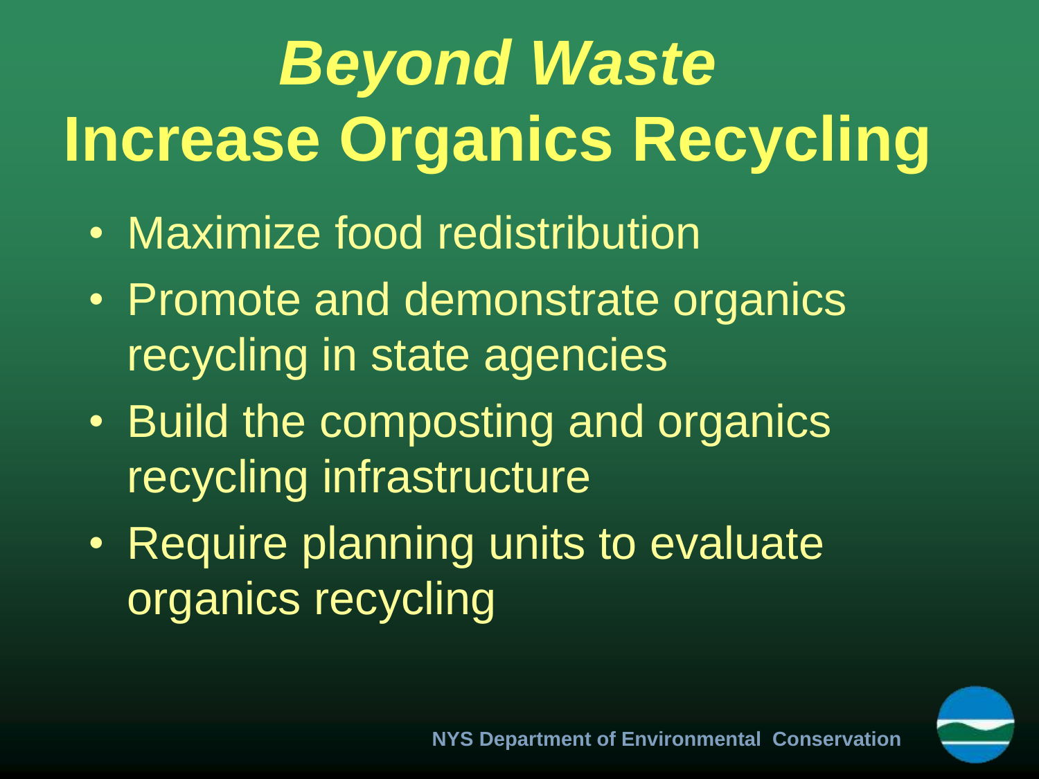# *Beyond Waste*
# Increase Organics Recycling

- Maximize food redistribution
- Promote and demonstrate organics recycling in state agencies
- Build the composting and organics recycling infrastructure
- Require planning units to evaluate organics recycling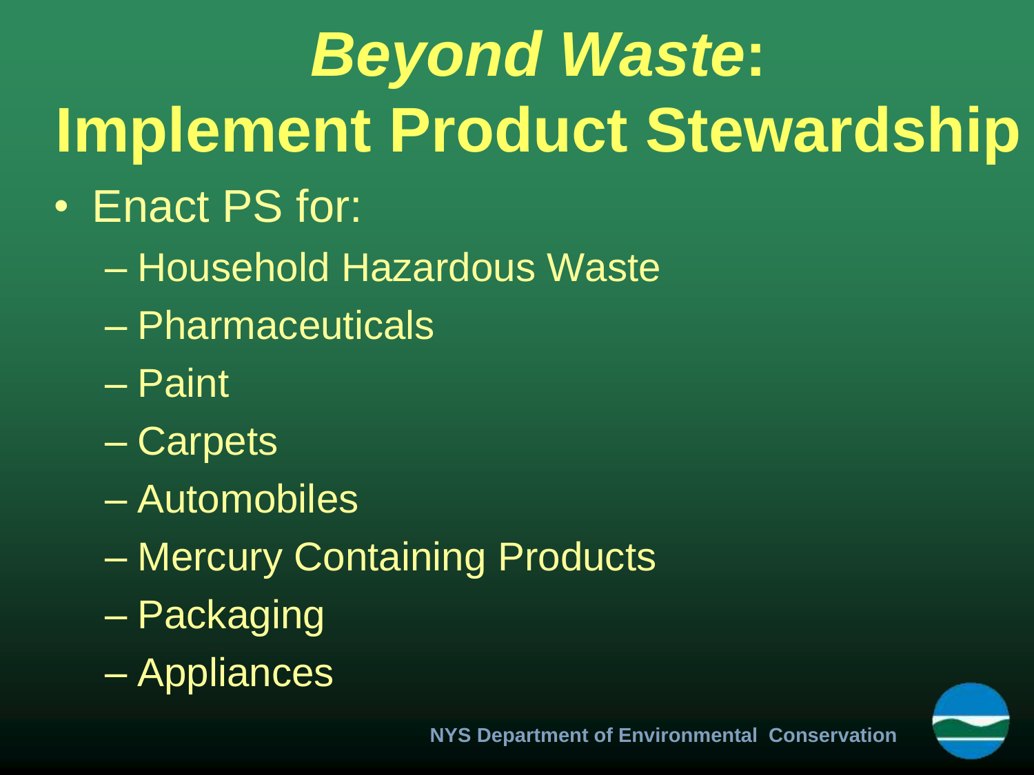# *Beyond Waste*: Implement Product Stewardship

- Enact PS for:
  - Household Hazardous Waste
  - Pharmaceuticals
  - Paint
  - Carpets
  - Automobiles
  - Mercury Containing Products
  - Packaging
  - Appliances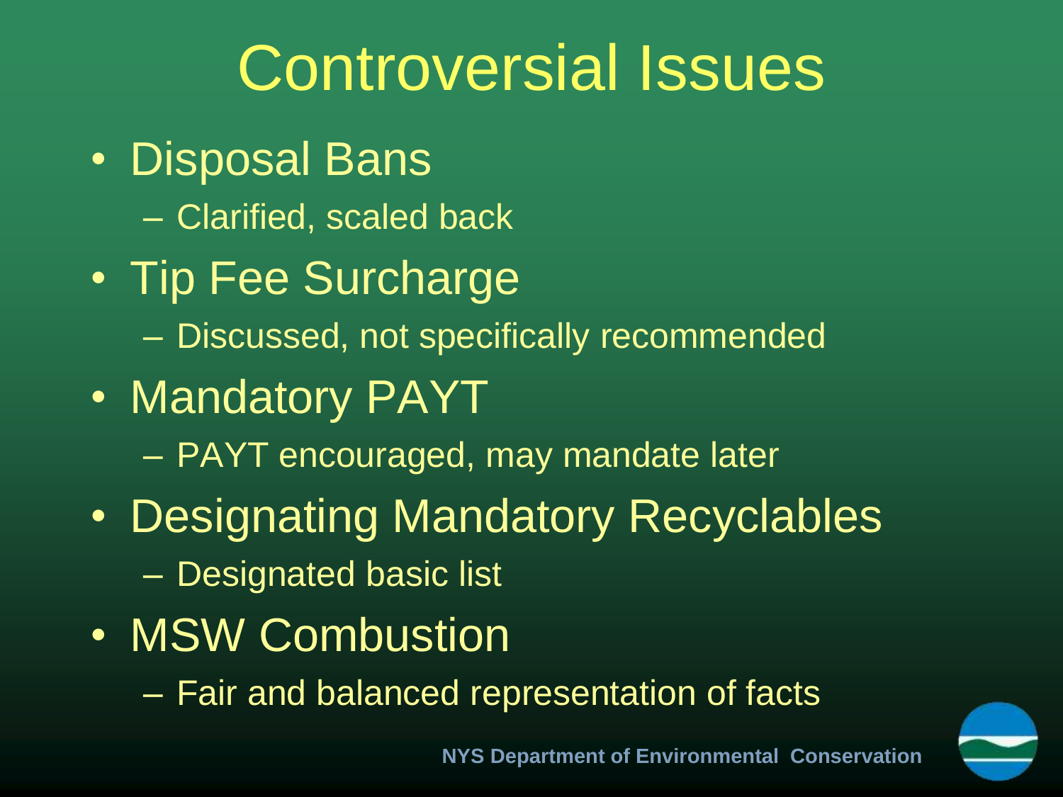# Controversial Issues

- Disposal Bans
  - Clarified, scaled back
- Tip Fee Surcharge
  - Discussed, not specifically recommended
- Mandatory PAYT
  - PAYT encouraged, may mandate later
- Designating Mandatory Recyclables
  - Designated basic list
- MSW Combustion
  - Fair and balanced representation of facts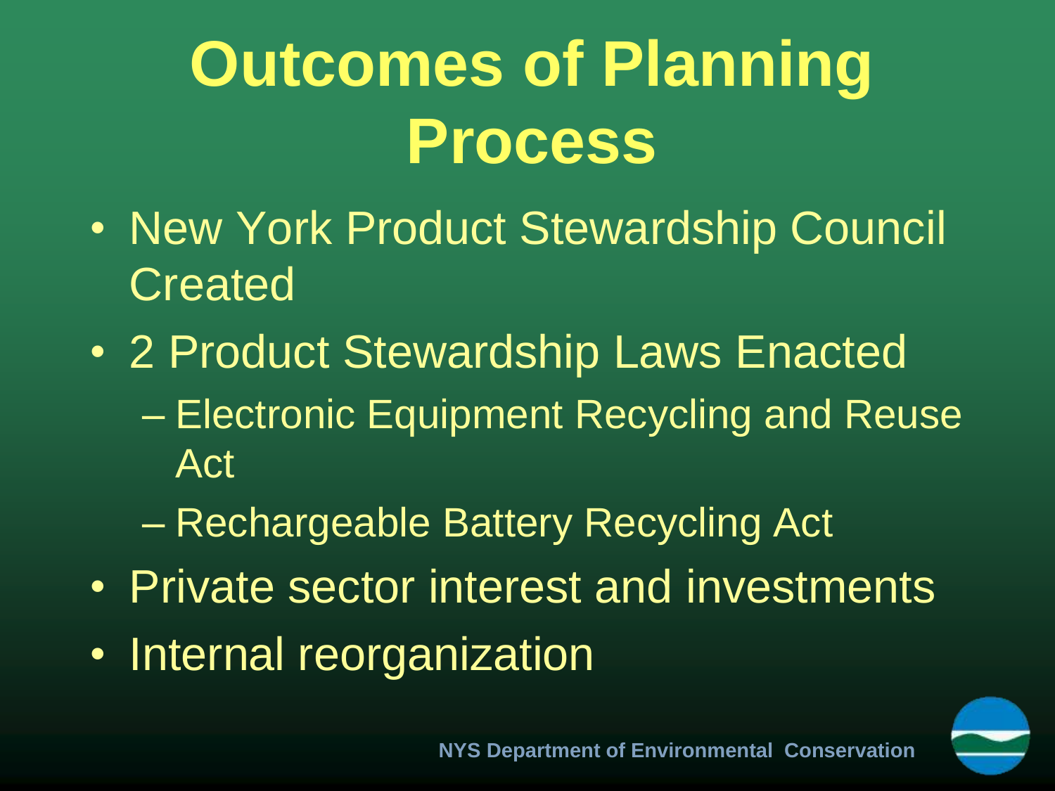# Outcomes of Planning Process

- New York Product Stewardship Council Created
- 2 Product Stewardship Laws Enacted
  - Electronic Equipment Recycling and Reuse Act
  - Rechargeable Battery Recycling Act
- Private sector interest and investments
- Internal reorganization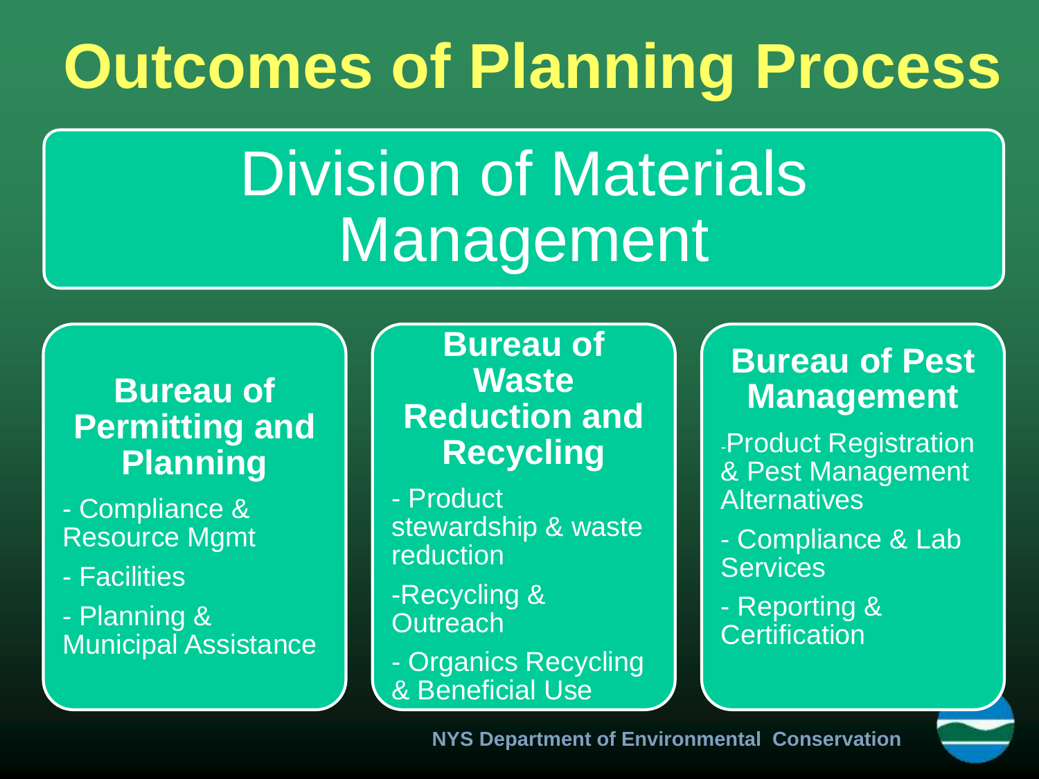# Outcomes of Planning Process

## Division of Materials Management

### Bureau of Permitting and Planning

- Compliance & Resource Mgmt
- Facilities
- Planning & Municipal Assistance

### Bureau of Waste Reduction and Recycling

- Product stewardship & waste reduction
- Recycling & Outreach
- Organics Recycling & Beneficial Use

### Bureau of Pest Management

- Product Registration & Pest Management Alternatives
- Compliance & Lab Services
- Reporting & Certification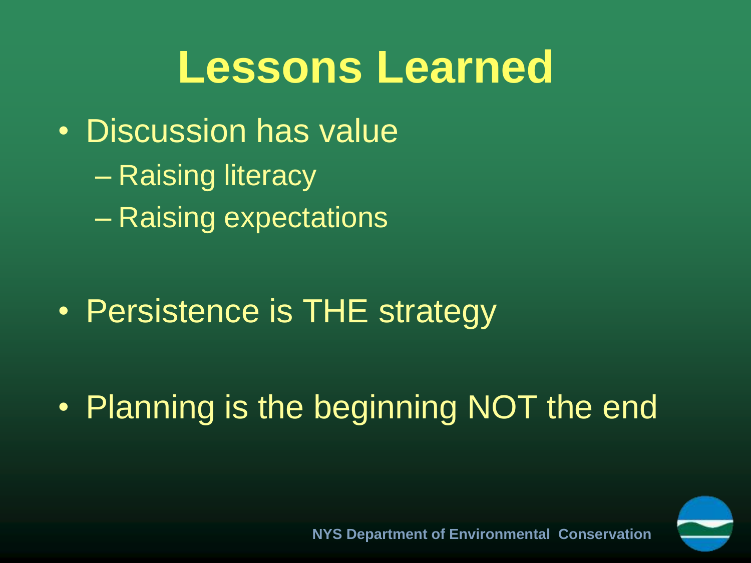# Lessons Learned

- Discussion has value
  - Raising literacy
  - Raising expectations
- Persistence is THE strategy
- Planning is the beginning NOT the end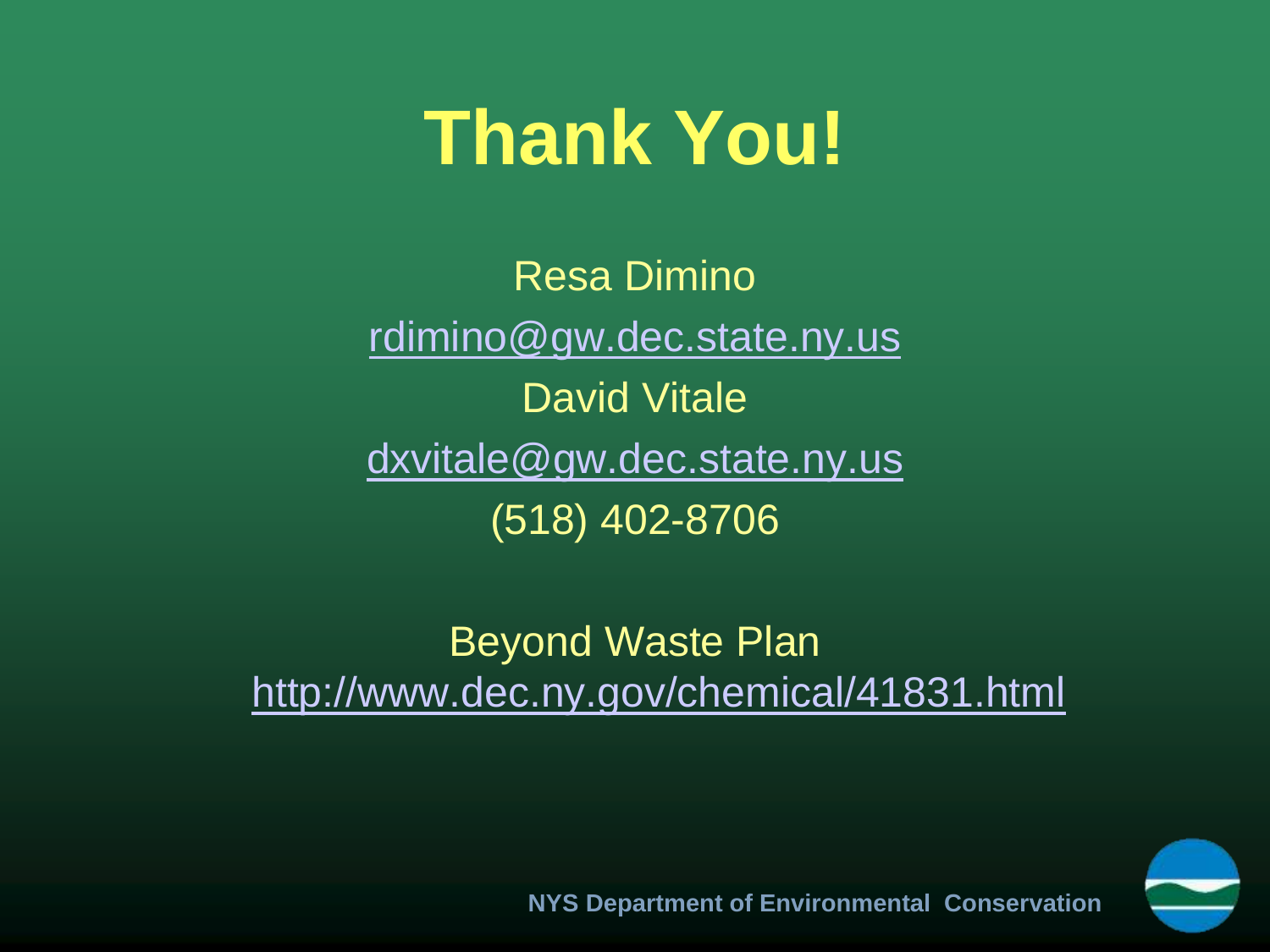# Thank You!

Resa Dimino

rdimino@gw.dec.state.ny.us

David Vitale

dxvitale@gw.dec.state.ny.us

(518) 402-8706

Beyond Waste Plan

http://www.dec.ny.gov/chemical/41831.html

NYS Department of Environmental Conservation